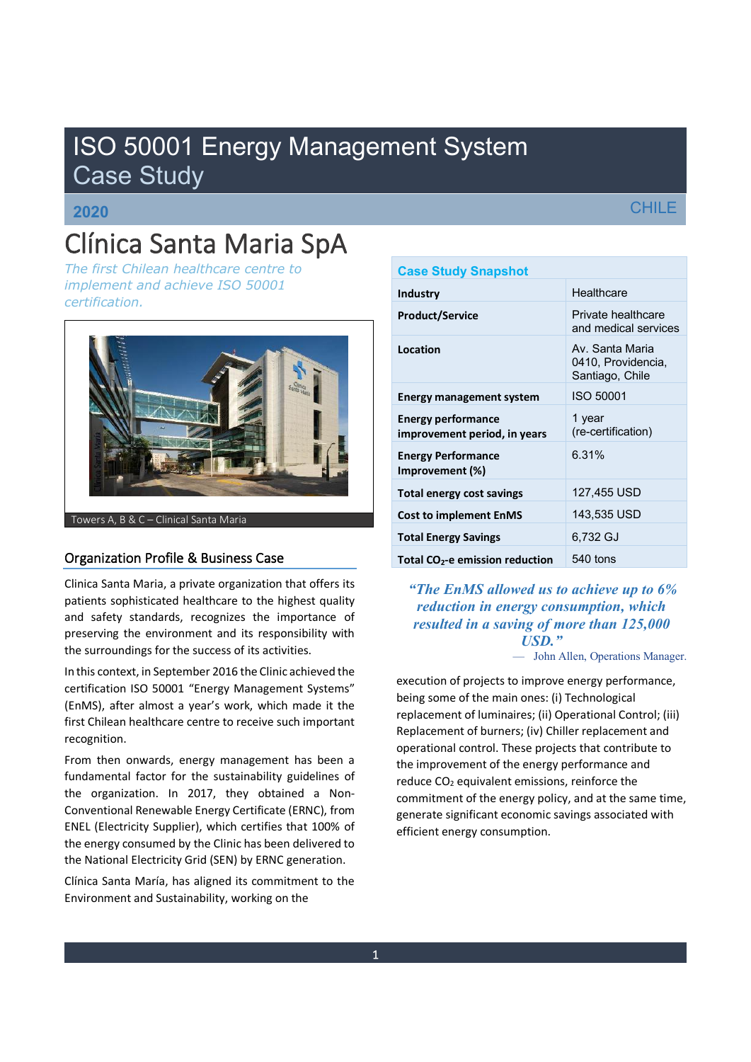# ISO 50001 Energy Management System Case Study

**2020** CHILE

# Clínica Santa Maria SpA

*The first Chilean healthcare centre to implement and achieve ISO 50001 certification.*

Towers A, B & C – Clinical Santa Maria

| Case Study Snapshot | |
|---|---|
| **Industry** | Healthcare |
| **Product/Service** | Private healthcare and medical services |
| **Location** | Av. Santa Maria 0410, Providencia, Santiago, Chile |
| **Energy management system** | ISO 50001 |
| **Energy performance improvement period, in years** | 1 year (re-certification) |
| **Energy Performance Improvement (%)** | 6.31% |
| **Total energy cost savings** | 127,455 USD |
| **Cost to implement EnMS** | 143,535 USD |
| **Total Energy Savings** | 6,732 GJ |
| **Total $CO_2$-e emission reduction** | 540 tons |

*"The EnMS allowed us to achieve up to 6% reduction in energy consumption, which resulted in a saving of more than 125,000 USD."*

— John Allen, Operations Manager.

## Organization Profile & Business Case

Clinica Santa Maria, a private organization that offers its patients sophisticated healthcare to the highest quality and safety standards, recognizes the importance of preserving the environment and its responsibility with the surroundings for the success of its activities.

In this context, in September 2016 the Clinic achieved the certification ISO 50001 "Energy Management Systems" (EnMS), after almost a year's work, which made it the first Chilean healthcare centre to receive such important recognition.

From then onwards, energy management has been a fundamental factor for the sustainability guidelines of the organization. In 2017, they obtained a Non-Conventional Renewable Energy Certificate (ERNC), from ENEL (Electricity Supplier), which certifies that 100% of the energy consumed by the Clinic has been delivered to the National Electricity Grid (SEN) by ERNC generation.

Clínica Santa María, has aligned its commitment to the Environment and Sustainability, working on the execution of projects to improve energy performance, being some of the main ones: (i) Technological replacement of luminaires; (ii) Operational Control; (iii) Replacement of burners; (iv) Chiller replacement and operational control. These projects that contribute to the improvement of the energy performance and reduce $CO_2$ equivalent emissions, reinforce the commitment of the energy policy, and at the same time, generate significant economic savings associated with efficient energy consumption.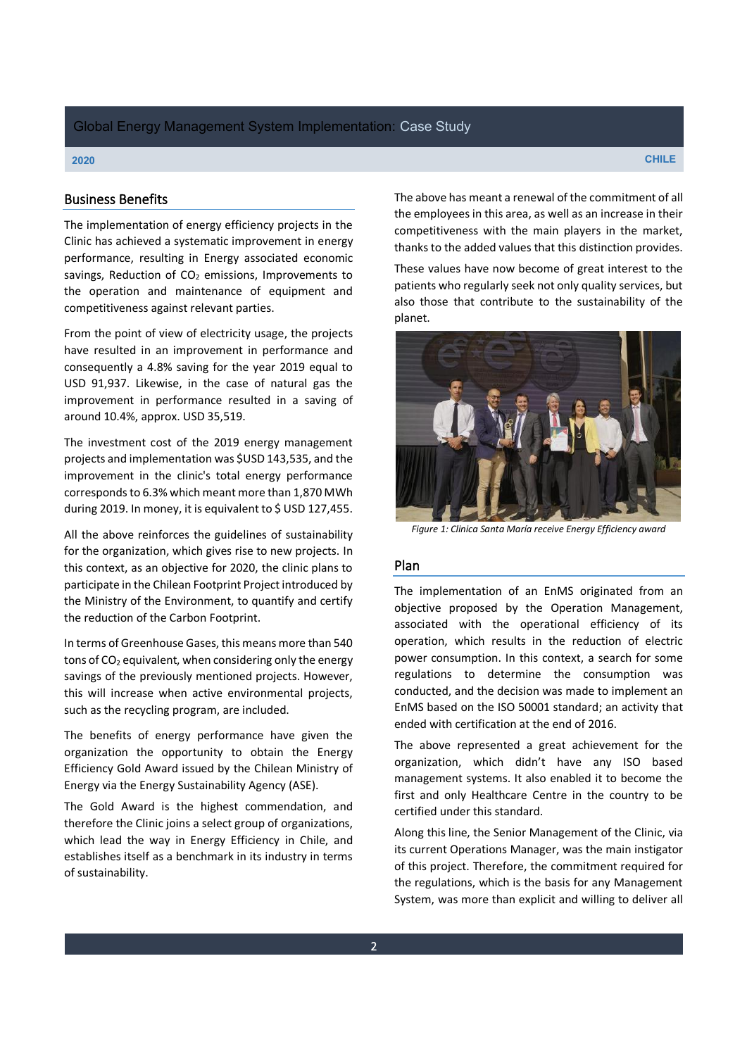## Business Benefits

The implementation of energy efficiency projects in the Clinic has achieved a systematic improvement in energy performance, resulting in Energy associated economic savings, Reduction of $CO_2$ emissions, Improvements to the operation and maintenance of equipment and competitiveness against relevant parties.

From the point of view of electricity usage, the projects have resulted in an improvement in performance and consequently a 4.8% saving for the year 2019 equal to USD 91,937. Likewise, in the case of natural gas the improvement in performance resulted in a saving of around 10.4%, approx. USD 35,519.

The investment cost of the 2019 energy management projects and implementation was $USD 143,535, and the improvement in the clinic's total energy performance corresponds to 6.3% which meant more than 1,870 MWh during 2019. In money, it is equivalent to $ USD 127,455.

All the above reinforces the guidelines of sustainability for the organization, which gives rise to new projects. In this context, as an objective for 2020, the clinic plans to participate in the Chilean Footprint Project introduced by the Ministry of the Environment, to quantify and certify the reduction of the Carbon Footprint.

In terms of Greenhouse Gases, this means more than 540 tons of $CO_2$ equivalent, when considering only the energy savings of the previously mentioned projects. However, this will increase when active environmental projects, such as the recycling program, are included.

The benefits of energy performance have given the organization the opportunity to obtain the Energy Efficiency Gold Award issued by the Chilean Ministry of Energy via the Energy Sustainability Agency (ASE).

The Gold Award is the highest commendation, and therefore the Clinic joins a select group of organizations, which lead the way in Energy Efficiency in Chile, and establishes itself as a benchmark in its industry in terms of sustainability.

The above has meant a renewal of the commitment of all the employees in this area, as well as an increase in their competitiveness with the main players in the market, thanks to the added values that this distinction provides.

These values have now become of great interest to the patients who regularly seek not only quality services, but also those that contribute to the sustainability of the planet.

*Figure 1: Clinica Santa María receive Energy Efficiency award*

## Plan

The implementation of an EnMS originated from an objective proposed by the Operation Management, associated with the operational efficiency of its operation, which results in the reduction of electric power consumption. In this context, a search for some regulations to determine the consumption was conducted, and the decision was made to implement an EnMS based on the ISO 50001 standard; an activity that ended with certification at the end of 2016.

The above represented a great achievement for the organization, which didn't have any ISO based management systems. It also enabled it to become the first and only Healthcare Centre in the country to be certified under this standard.

Along this line, the Senior Management of the Clinic, via its current Operations Manager, was the main instigator of this project. Therefore, the commitment required for the regulations, which is the basis for any Management System, was more than explicit and willing to deliver all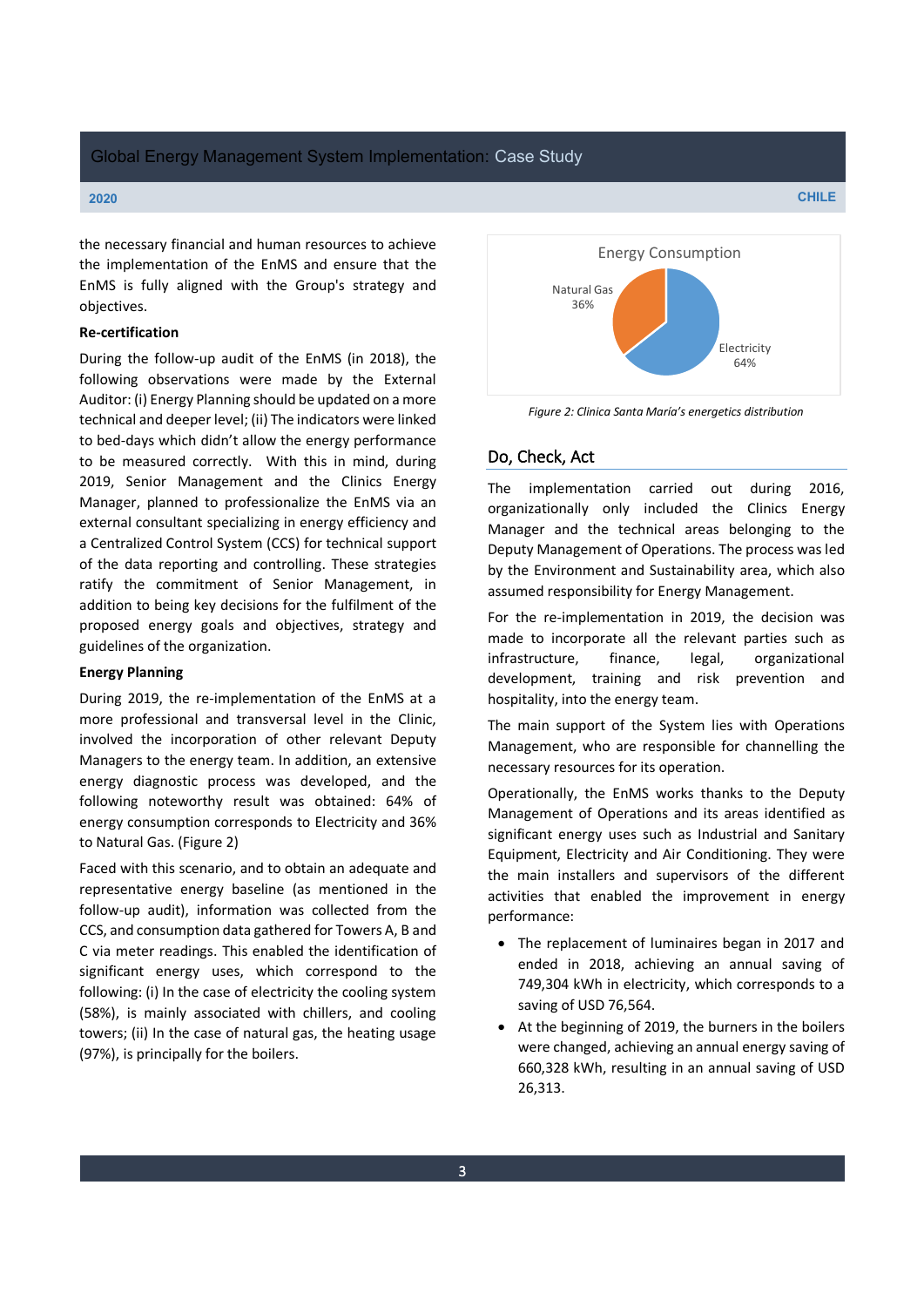the necessary financial and human resources to achieve the implementation of the EnMS and ensure that the EnMS is fully aligned with the Group's strategy and objectives.

**Re-certification**

During the follow-up audit of the EnMS (in 2018), the following observations were made by the External Auditor: (i) Energy Planning should be updated on a more technical and deeper level; (ii) The indicators were linked to bed-days which didn't allow the energy performance to be measured correctly. With this in mind, during 2019, Senior Management and the Clinics Energy Manager, planned to professionalize the EnMS via an external consultant specializing in energy efficiency and a Centralized Control System (CCS) for technical support of the data reporting and controlling. These strategies ratify the commitment of Senior Management, in addition to being key decisions for the fulfilment of the proposed energy goals and objectives, strategy and guidelines of the organization.

**Energy Planning**

During 2019, the re-implementation of the EnMS at a more professional and transversal level in the Clinic, involved the incorporation of other relevant Deputy Managers to the energy team. In addition, an extensive energy diagnostic process was developed, and the following noteworthy result was obtained: 64% of energy consumption corresponds to Electricity and 36% to Natural Gas. (Figure 2)

Faced with this scenario, and to obtain an adequate and representative energy baseline (as mentioned in the follow-up audit), information was collected from the CCS, and consumption data gathered for Towers A, B and C via meter readings. This enabled the identification of significant energy uses, which correspond to the following: (i) In the case of electricity the cooling system (58%), is mainly associated with chillers, and cooling towers; (ii) In the case of natural gas, the heating usage (97%), is principally for the boilers.

Energy Consumption

Natural Gas 36%

Electricity 64%

*Figure 2: Clinica Santa María's energetics distribution*

## Do, Check, Act

The implementation carried out during 2016, organizationally only included the Clinics Energy Manager and the technical areas belonging to the Deputy Management of Operations. The process was led by the Environment and Sustainability area, which also assumed responsibility for Energy Management.

For the re-implementation in 2019, the decision was made to incorporate all the relevant parties such as infrastructure, finance, legal, organizational development, training and risk prevention and hospitality, into the energy team.

The main support of the System lies with Operations Management, who are responsible for channelling the necessary resources for its operation.

Operationally, the EnMS works thanks to the Deputy Management of Operations and its areas identified as significant energy uses such as Industrial and Sanitary Equipment, Electricity and Air Conditioning. They were the main installers and supervisors of the different activities that enabled the improvement in energy performance:

- The replacement of luminaires began in 2017 and ended in 2018, achieving an annual saving of 749,304 kWh in electricity, which corresponds to a saving of USD 76,564.
- At the beginning of 2019, the burners in the boilers were changed, achieving an annual energy saving of 660,328 kWh, resulting in an annual saving of USD 26,313.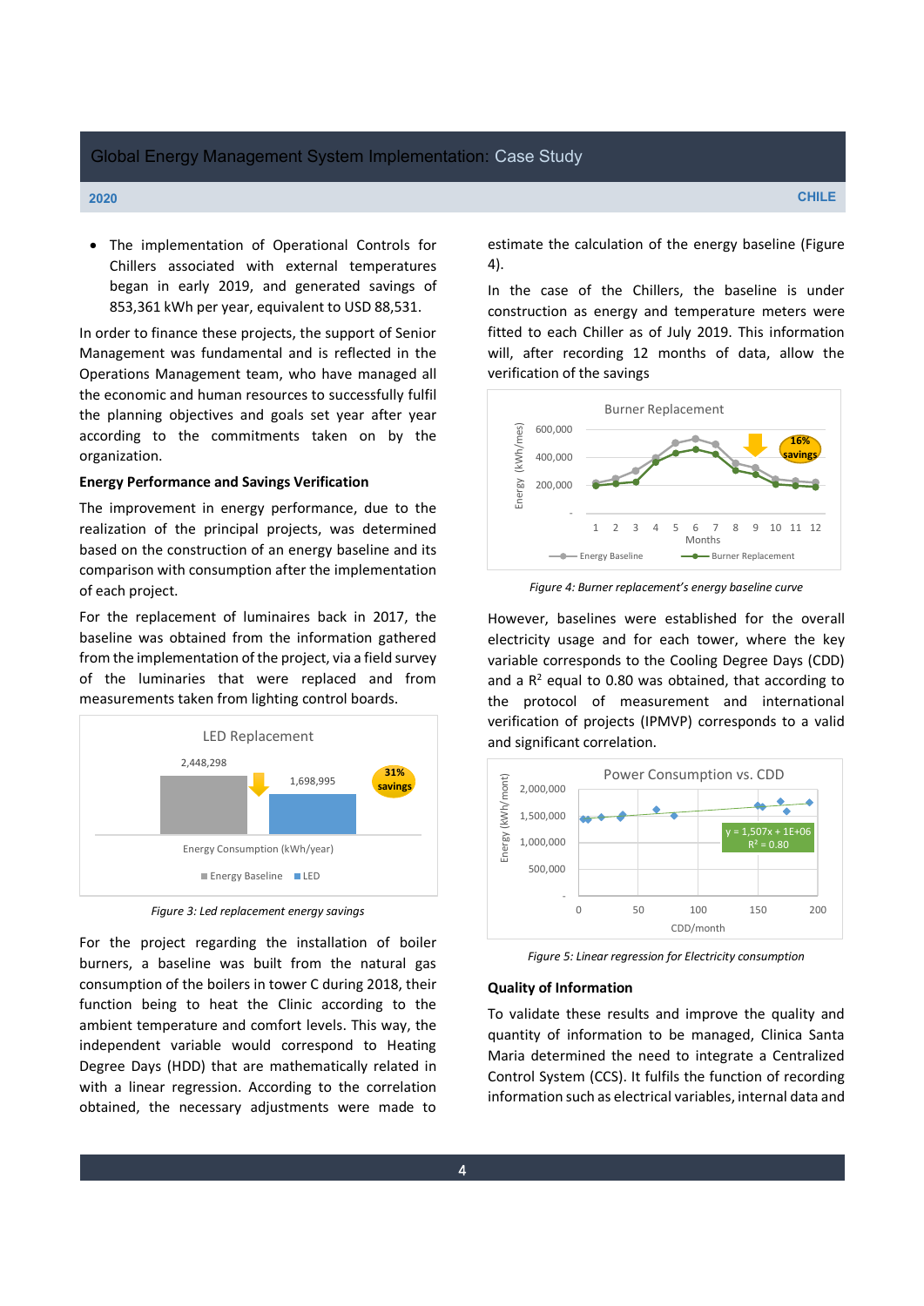- The implementation of Operational Controls for Chillers associated with external temperatures began in early 2019, and generated savings of 853,361 kWh per year, equivalent to USD 88,531.

In order to finance these projects, the support of Senior Management was fundamental and is reflected in the Operations Management team, who have managed all the economic and human resources to successfully fulfil the planning objectives and goals set year after year according to the commitments taken on by the organization.

**Energy Performance and Savings Verification**

The improvement in energy performance, due to the realization of the principal projects, was determined based on the construction of an energy baseline and its comparison with consumption after the implementation of each project.

For the replacement of luminaires back in 2017, the baseline was obtained from the information gathered from the implementation of the project, via a field survey of the luminaires that were replaced and from measurements taken from lighting control boards.

*Figure 3: Led replacement energy savings*

For the project regarding the installation of boiler burners, a baseline was built from the natural gas consumption of the boilers in tower C during 2018, their function being to heat the Clinic according to the ambient temperature and comfort levels. This way, the independent variable would correspond to Heating Degree Days (HDD) that are mathematically related in with a linear regression. According to the correlation obtained, the necessary adjustments were made to estimate the calculation of the energy baseline (Figure 4).

In the case of the Chillers, the baseline is under construction as energy and temperature meters were fitted to each Chiller as of July 2019. This information will, after recording 12 months of data, allow the verification of the savings

*Figure 4: Burner replacement's energy baseline curve*

However, baselines were established for the overall electricity usage and for each tower, where the key variable corresponds to the Cooling Degree Days (CDD) and a $R^2$ equal to 0.80 was obtained, that according to the protocol of measurement and international verification of projects (IPMVP) corresponds to a valid and significant correlation.

*Figure 5: Linear regression for Electricity consumption*

**Quality of Information**

To validate these results and improve the quality and quantity of information to be managed, Clinica Santa Maria determined the need to integrate a Centralized Control System (CCS). It fulfils the function of recording information such as electrical variables, internal data and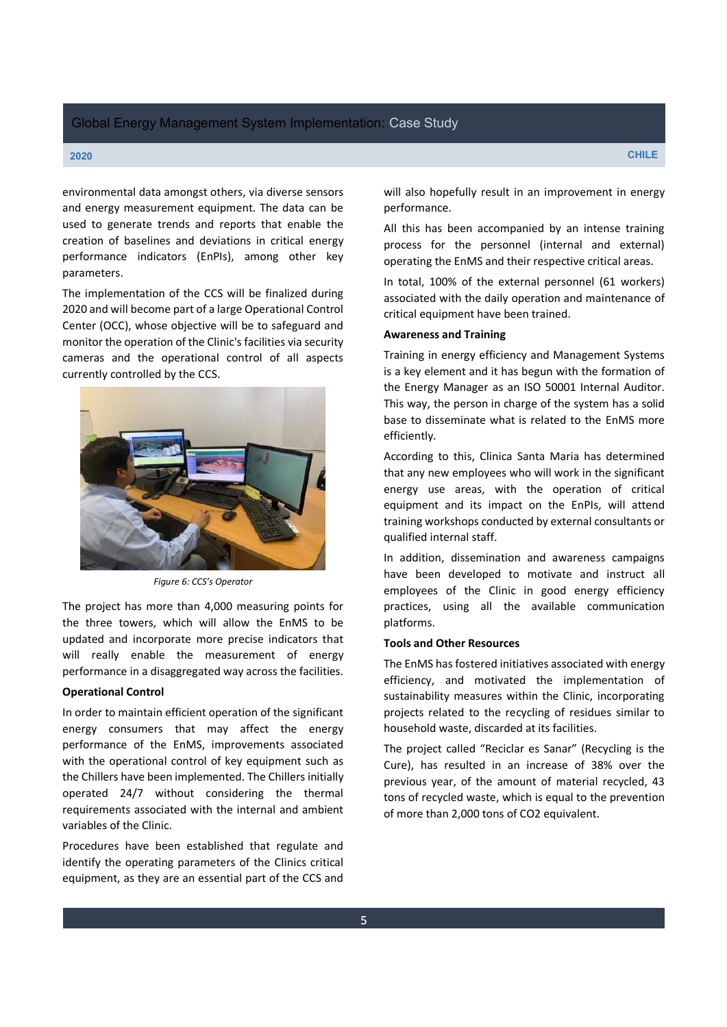environmental data amongst others, via diverse sensors and energy measurement equipment. The data can be used to generate trends and reports that enable the creation of baselines and deviations in critical energy performance indicators (EnPIs), among other key parameters.

The implementation of the CCS will be finalized during 2020 and will become part of a large Operational Control Center (OCC), whose objective will be to safeguard and monitor the operation of the Clinic's facilities via security cameras and the operational control of all aspects currently controlled by the CCS.

*Figure 6: CCS's Operator*

The project has more than 4,000 measuring points for the three towers, which will allow the EnMS to be updated and incorporate more precise indicators that will really enable the measurement of energy performance in a disaggregated way across the facilities.

**Operational Control**

In order to maintain efficient operation of the significant energy consumers that may affect the energy performance of the EnMS, improvements associated with the operational control of key equipment such as the Chillers have been implemented. The Chillers initially operated 24/7 without considering the thermal requirements associated with the internal and ambient variables of the Clinic.

Procedures have been established that regulate and identify the operating parameters of the Clinics critical equipment, as they are an essential part of the CCS and will also hopefully result in an improvement in energy performance.

All this has been accompanied by an intense training process for the personnel (internal and external) operating the EnMS and their respective critical areas.

In total, 100% of the external personnel (61 workers) associated with the daily operation and maintenance of critical equipment have been trained.

**Awareness and Training**

Training in energy efficiency and Management Systems is a key element and it has begun with the formation of the Energy Manager as an ISO 50001 Internal Auditor. This way, the person in charge of the system has a solid base to disseminate what is related to the EnMS more efficiently.

According to this, Clinica Santa Maria has determined that any new employees who will work in the significant energy use areas, with the operation of critical equipment and its impact on the EnPIs, will attend training workshops conducted by external consultants or qualified internal staff.

In addition, dissemination and awareness campaigns have been developed to motivate and instruct all employees of the Clinic in good energy efficiency practices, using all the available communication platforms.

**Tools and Other Resources**

The EnMS has fostered initiatives associated with energy efficiency, and motivated the implementation of sustainability measures within the Clinic, incorporating projects related to the recycling of residues similar to household waste, discarded at its facilities.

The project called "Reciclar es Sanar" (Recycling is the Cure), has resulted in an increase of 38% over the previous year, of the amount of material recycled, 43 tons of recycled waste, which is equal to the prevention of more than 2,000 tons of $CO_2$ equivalent.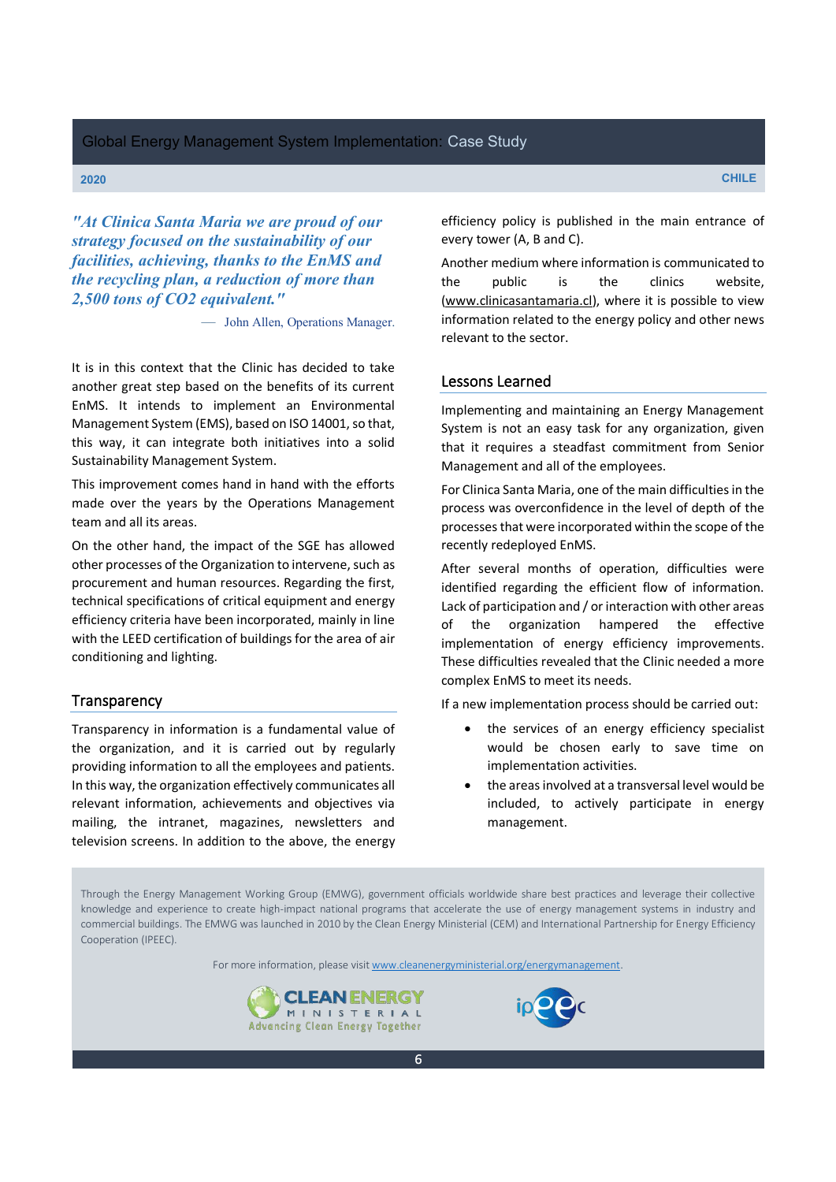*"At Clinica Santa Maria we are proud of our strategy focused on the sustainability of our facilities, achieving, thanks to the EnMS and the recycling plan, a reduction of more than 2,500 tons of CO2 equivalent."*

— John Allen, Operations Manager.

It is in this context that the Clinic has decided to take another great step based on the benefits of its current EnMS. It intends to implement an Environmental Management System (EMS), based on ISO 14001, so that, this way, it can integrate both initiatives into a solid Sustainability Management System.

This improvement comes hand in hand with the efforts made over the years by the Operations Management team and all its areas.

On the other hand, the impact of the SGE has allowed other processes of the Organization to intervene, such as procurement and human resources. Regarding the first, technical specifications of critical equipment and energy efficiency criteria have been incorporated, mainly in line with the LEED certification of buildings for the area of air conditioning and lighting.

## Transparency

Transparency in information is a fundamental value of the organization, and it is carried out by regularly providing information to all the employees and patients. In this way, the organization effectively communicates all relevant information, achievements and objectives via mailing, the intranet, magazines, newsletters and television screens. In addition to the above, the energy efficiency policy is published in the main entrance of every tower (A, B and C).

Another medium where information is communicated to the public is the clinics website, (www.clinicasantamaria.cl), where it is possible to view information related to the energy policy and other news relevant to the sector.

## Lessons Learned

Implementing and maintaining an Energy Management System is not an easy task for any organization, given that it requires a steadfast commitment from Senior Management and all of the employees.

For Clinica Santa Maria, one of the main difficulties in the process was overconfidence in the level of depth of the processes that were incorporated within the scope of the recently redeployed EnMS.

After several months of operation, difficulties were identified regarding the efficient flow of information. Lack of participation and / or interaction with other areas of the organization hampered the effective implementation of energy efficiency improvements. These difficulties revealed that the Clinic needed a more complex EnMS to meet its needs.

If a new implementation process should be carried out:

- the services of an energy efficiency specialist would be chosen early to save time on implementation activities.
- the areas involved at a transversal level would be included, to actively participate in energy management.

Through the Energy Management Working Group (EMWG), government officials worldwide share best practices and leverage their collective knowledge and experience to create high-impact national programs that accelerate the use of energy management systems in industry and commercial buildings. The EMWG was launched in 2010 by the Clean Energy Ministerial (CEM) and International Partnership for Energy Efficiency Cooperation (IPEEC).

For more information, please visit www.cleanenergyministerial.org/energymanagement.